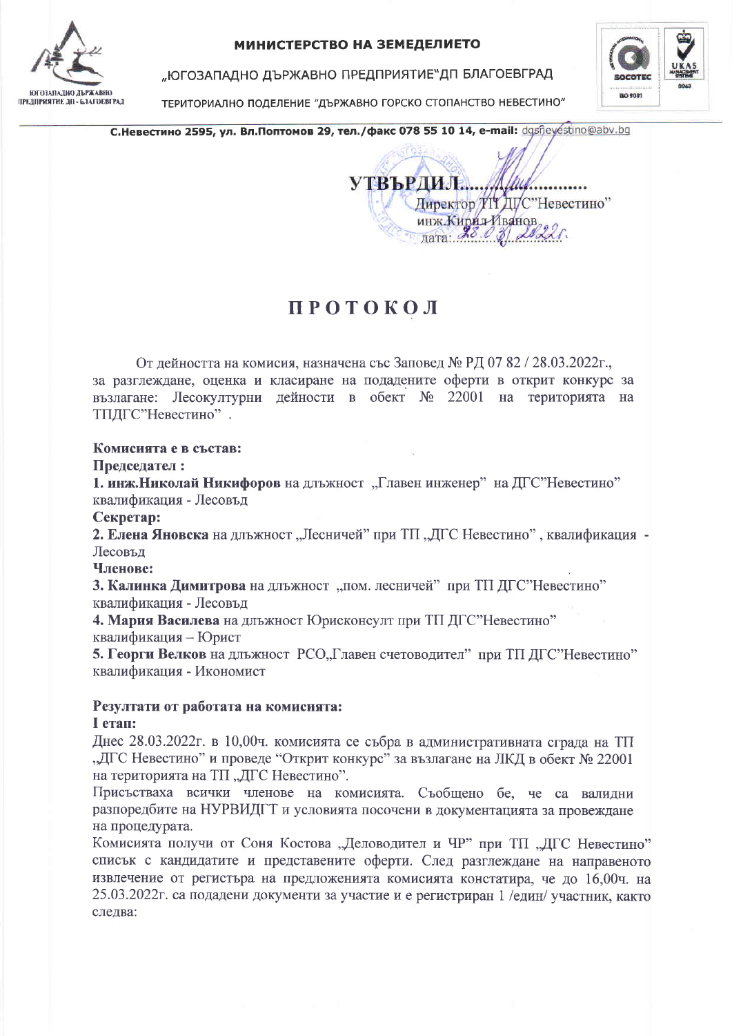**МИНИСТЕРСТВО НА ЗЕМЕДЕЛИЕТО**

„ЮГОЗАПАДНО ДЪРЖАВНО ПРЕДПРИЯТИЕ"ДП БЛАГОЕВГРАД

ТЕРИТОРИАЛНО ПОДЕЛЕНИЕ "ДЪРЖАВНО ГОРСКО СТОПАНСТВО НЕВЕСТИНО"

**С.Невестино 2595, ул. Вл.Поптомов 29, тел./факс 078 55 10 14, e-mail:** dgsnevestino@abv.bg

**УТВЪРДИЛ**..........................
Директор ТП ДГС"Невестино"
инж.Кирил Иванов
дата: 28.03.2022г.

# ПРОТОКОЛ

От дейността на комисия, назначена със Заповед № РД 07 82 / 28.03.2022г., за разглеждане, оценка и класиране на подадените оферти в открит конкурс за възлагане: Лесокултурни дейности в обект № 22001 на територията на ТПДГС"Невестино" .

**Комисията е в състав:**

**Председател :**

**1. инж.Николай Никифоров** на длъжност „Главен инженер" на ДГС"Невестино" квалификация - Лесовъд

**Секретар:**

**2. Елена Яновска** на длъжност „Лесничей" при ТП „ДГС Невестино" , квалификация - Лесовъд

**Членове:**

**3. Калинка Димитрова** на длъжност „пом. лесничей" при ТП ДГС"Невестино" квалификация - Лесовъд

**4. Мария Василева** на длъжност Юрисконсулт при ТП ДГС"Невестино" квалификация – Юрист

**5. Георги Велков** на длъжност РСО„Главен счетоводител" при ТП ДГС"Невестино" квалификация - Икономист

**Резултати от работата на комисията:**

**I етап:**

Днес 28.03.2022г. в 10,00ч. комисията се събра в административната сграда на ТП „ДГС Невестино" и проведе "Открит конкурс" за възлагане на ЛКД в обект № 22001 на територията на ТП „ДГС Невестино".

Присъстваха всички членове на комисията. Съобщено бе, че са валидни разпоредбите на НУРВИДГТ и условията посочени в документацията за провеждане на процедурата.

Комисията получи от Соня Костова „Деловодител и ЧР" при ТП „ДГС Невестино" списък с кандидатите и представените оферти. След разглеждане на направеното извлечение от регистъра на предложенията комисията констатира, че до 16,00ч. на 25.03.2022г. са подадени документи за участие и е регистриран 1 /един/ участник, както следва: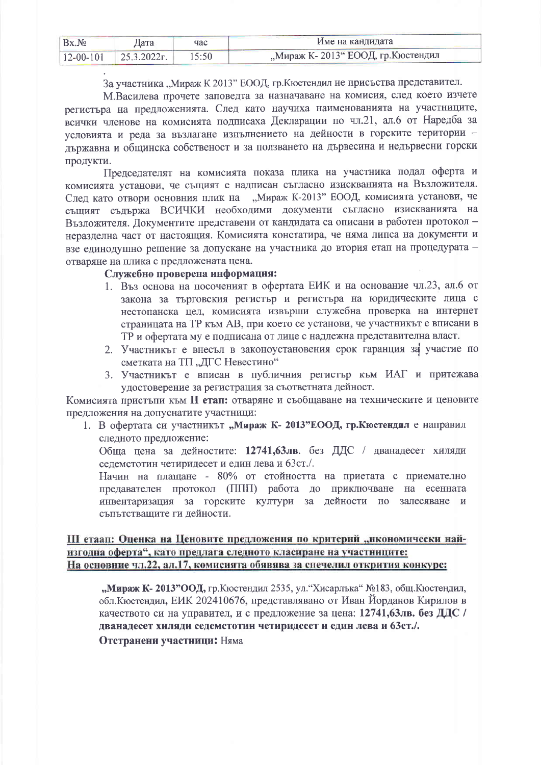| Вх.№ | Дата | час | Име на кандидата |
|---|---|---|---|
| 12-00-101 | 25.3.2022г. | 15:50 | „Мираж К- 2013" ЕООД, гр.Кюстендил |

.

За участника „Мираж К 2013" ЕООД, гр.Кюстендил не присъства представител.

М.Василева прочете заповедта за назначаване на комисия, след което изчете регистъра на предложенията. След като научиха наименованията на участниците, всички членове на комисията подписаха Декларации по чл.21, ал.6 от Наредба за условията и реда за възлагане изпълнението на дейности в горските територии – държавна и общинска собственост и за ползването на дървесина и недървесни горски продукти.

Председателят на комисията показа плика на участника подал оферта и комисията установи, че същият е надписан съгласно изискванията на Възложителя. След като отвори основния плик на „Мираж К-2013" ЕООД, комисията установи, че същият съдържа ВСИЧКИ необходими документи съгласно изискванията на Възложителя. Документите представени от кандидата са описани в работен протокол – неразделна част от настоящия. Комисията констатира, че няма липса на документи и взе единодушно решение за допускане на участника до втория етап на процедурата – отваряне на плика с предложената цена.

**Служебно проверена информация:**

1. Въз основа на посоченият в офертата ЕИК и на основание чл.23, ал.6 от закона за търговския регистър и регистъра на юридическите лица с нестопанска цел, комисията извърши служебна проверка на интернет страницата на ТР към АВ, при което се установи, че участникът е вписани в ТР и офертата му е подписана от лице с надлежна представителна власт.
2. Участникът е внесъл в законоустановения срок гаранция за участие по сметката на ТП „ДГС Невестино"
3. Участникът е вписан в публичния регистър към ИАГ и притежава удостоверение за регистрация за съответната дейност.

Комисията пристъпи към **II етап:** отваряне и съобщаване на техническите и ценовите предложения на допуснатите участници:

1. В офертата си участникът **„Мираж К- 2013"ЕООД, гр.Кюстендил** е направил следното предложение:

   Обща цена за дейностите: **12741,63лв**. без ДДС / дванадесет хиляди седемстотин четиридесет и един лева и 63ст./.

   Начин на плащане - 80% от стойността на приетата с приемателно предавателен протокол (ППП) работа до приключване на есенната инвентаризация за горските култури за дейности по залесяване и съпътстващите ги дейности.

**<u>III етаап: Оценка на Ценовите предложения по критерий „икономически най-изгодна оферта", като предлага следното класиране на участниците:</u>**

**<u>На основние чл.22, ал.17, комисията обявява за спечелил открития конкурс:</u>**

**„Мираж К- 2013"ООД,** гр.Кюстендил 2535, ул."Хисарлъка" №183, общ.Кюстендил, обл.Кюстендил, ЕИК 202410676, представлявано от Иван Йорданов Кирилов в качеството си на управител, и с предложение за цена: **12741,63лв. без ДДС / дванадесет хиляди седемстотин четиридесет и един лева и 63ст./.**

**Отстранени участници:** Няма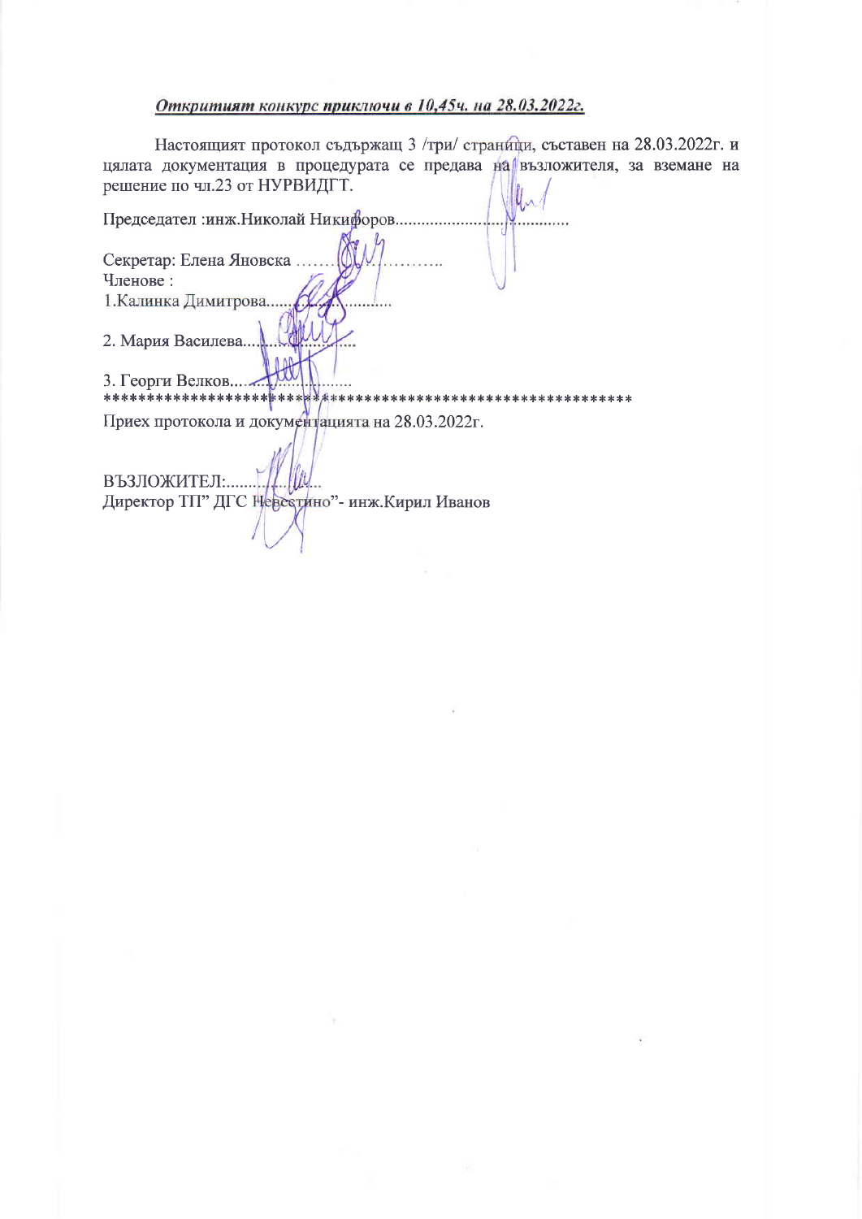***Откритият конкурс приключи в 10,45ч. на 28.03.2022г.***

Настоящият протокол съдържащ 3 /три/ страници, съставен на 28.03.2022г. и цялата документация в процедурата се предава на възложителя, за вземане на решение по чл.23 от НУРВИДГТ.

Председател :инж.Николай Никифоров....................................................

Секретар: Елена Яновска ..................................

Членове :

1.Калинка Димитрова............................

2. Мария Василева..............................

3. Георги Велков...................................

*************************************************************

Приех протокола и документацията на 28.03.2022г.

ВЪЗЛОЖИТЕЛ:......................

Директор ТП" ДГС Невестино"- инж.Кирил Иванов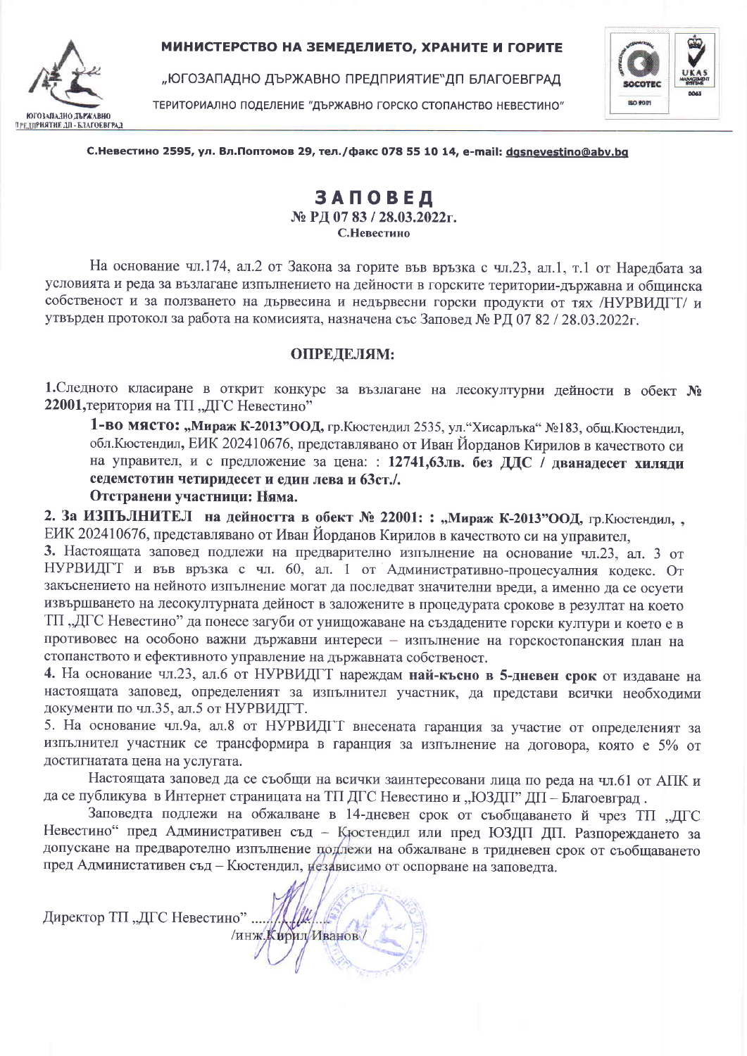**МИНИСТЕРСТВО НА ЗЕМЕДЕЛИЕТО, ХРАНИТЕ И ГОРИТЕ**

„ЮГОЗАПАДНО ДЪРЖАВНО ПРЕДПРИЯТИЕ"ДП БЛАГОЕВГРАД

ТЕРИТОРИАЛНО ПОДЕЛЕНИЕ "ДЪРЖАВНО ГОРСКО СТОПАНСТВО НЕВЕСТИНО"

**С.Невестино 2595, ул. Вл.Поптомов 29, тел./факс 078 55 10 14, e-mail: dgsnevestino@abv.bg**

# ЗАПОВЕД

**№ РД 07 83 / 28.03.2022г.**

**С.Невестино**

На основание чл.174, ал.2 от Закона за горите във връзка с чл.23, ал.1, т.1 от Наредбата за условията и реда за възлагане изпълнението на дейности в горските територии-държавна и общинска собственост и за ползването на дървесина и недървесни горски продукти от тях /НУРВИДГТ/ и утвърден протокол за работа на комисията, назначена със Заповед № РД 07 82 / 28.03.2022г.

## ОПРЕДЕЛЯМ:

**1.**Следното класиране в открит конкурс за възлагане на лесокултурни дейности в обект **№ 22001**,територия на ТП „ДГС Невестино"

**1-во място: „Мираж К-2013"ООД,** гр.Кюстендил 2535, ул."Хисарлъка" №183, общ.Кюстендил, обл.Кюстендил, ЕИК 202410676, представлявано от Иван Йорданов Кирилов в качеството си на управител, и с предложение за цена: : **12741,63лв. без ДДС / дванадесет хиляди седемстотин четиридесет и един лева и 63ст./.**

**Отстранени участници: Няма.**

**2. За ИЗПЪЛНИТЕЛ на дейността в обект № 22001: : „Мираж К-2013"ООД,** гр.Кюстендил, , ЕИК 202410676, представлявано от Иван Йорданов Кирилов в качеството си на управител,

**3.** Настоящата заповед подлежи на предварително изпълнение на основание чл.23, ал. 3 от НУРВИДГТ и във връзка с чл. 60, ал. 1 от Административно-процесуалния кодекс. От закъснението на нейното изпълнение могат да последват значителни вреди, а именно да се осуети извършването на лесокултурната дейност в заложените в процедурата срокове в резултат на което ТП „ДГС Невестино" да понесе загуби от унищожаване на създадените горски култури и което е в противовес на особено важни държавни интереси – изпълнение на горскостопанския план на стопанството и ефективното управление на държавната собственост.

**4.** На основание чл.23, ал.6 от НУРВИДГТ нареждам **най-късно в 5-дневен срок** от издаване на настоящата заповед, определеният за изпълнител участник, да представи всички необходими документи по чл.35, ал.5 от НУРВИДГТ.

5. На основание чл.9а, ал.8 от НУРВИДГТ внесената гаранция за участие от определеният за изпълнител участник се трансформира в гаранция за изпълнение на договора, която е 5% от достигнатата цена на услугата.

Настоящата заповед да се съобщи на всички заинтересовани лица по реда на чл.61 от АПК и да се публикува в Интернет страницата на ТП ДГС Невестино и „ЮЗДП" ДП – Благоевград .

Заповедта подлежи на обжалване - 14-дневен срок от съобщаването й чрез ТП „ДГС Невестино" пред Административен съд – Кюстендил или пред ЮЗДП ДП. Разпореждането за допускане на предваротелно изпълнение подлежи на обжалване в тридневен срок от съобщаването пред Админстативен съд – Кюстендил, независимо от оспорване на заповедта.

Директор ТП „ДГС Невестино" ..................

/инж.Кирил Иванов /